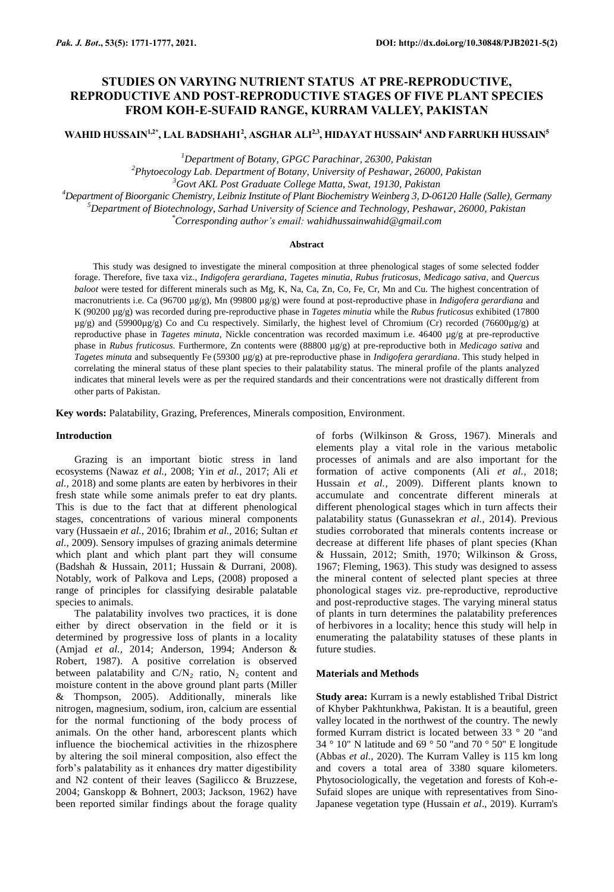# STUDIES ON VARYING NUTRIENT STATUS AT PRE-REPRODUCTIVE, REPRODUCTIVE AND POST-REPRODUCTIVE STAGES OF FIVE PLANT SPECIES FROM KOH-E-SUFAID RANGE, KURRAM VALLEY, PAKISTAN

**WAHID HUSSAIN[1,2*], LAL BADSHAH1[2], ASGHAR ALI[2,3], HIDAYAT HUSSAIN[4] AND FARRUKH HUSSAIN[5]**

*[1]Department of Botany, GPGC Parachinar, 26300, Pakistan*
*[2]Phytoecology Lab. Department of Botany, University of Peshawar, 26000, Pakistan*
*[3]Govt AKL Post Graduate College Matta, Swat, 19130, Pakistan*
*[4]Department of Bioorganic Chemistry, Leibniz Institute of Plant Biochemistry Weinberg 3, D-06120 Halle (Salle), Germany*
*[5]Department of Biotechnology, Sarhad University of Science and Technology, Peshawar, 26000, Pakistan*
*[*]Corresponding author's email: wahidhussainwahid@gmail.com*

## Abstract

This study was designed to investigate the mineral composition at three phenological stages of some selected fodder forage. Therefore, five taxa viz., *Indigofera gerardiana*, *Tagetes minutia*, *Rubus fruticosus*, *Medicago sativa*, and *Quercus baloot* were tested for different minerals such as Mg, K, Na, Ca, Zn, Co, Fe, Cr, Mn and Cu. The highest concentration of macronutrients i.e. Ca (96700 µg/g), Mn (99800 µg/g) were found at post-reproductive phase in *Indigofera gerardiana* and K (90200 µg/g) was recorded during pre-reproductive phase in *Tagetes minutia* while the *Rubus fruticosus* exhibited (17800 µg/g) and (59900µg/g) Co and Cu respectively. Similarly, the highest level of Chromium (Cr) recorded (76600µg/g) at reproductive phase in *Tagetes minuta*, Nickle concentration was recorded maximum i.e. 46400 µg/g at pre-reproductive phase in *Rubus fruticosus*. Furthermore, Zn contents were (88800 µg/g) at pre-reproductive both in *Medicago sativa* and *Tagetes minuta* and subsequently Fe (59300 µg/g) at pre-reproductive phase in *Indigofera gerardiana*. This study helped in correlating the mineral status of these plant species to their palatability status. The mineral profile of the plants analyzed indicates that mineral levels were as per the required standards and their concentrations were not drastically different from other parts of Pakistan.

**Key words:** Palatability, Grazing, Preferences, Minerals composition, Environment.

## Introduction

Grazing is an important biotic stress in land ecosystems (Nawaz *et al.,* 2008; Yin *et al.,* 2017; Ali *et al.,* 2018) and some plants are eaten by herbivores in their fresh state while some animals prefer to eat dry plants. This is due to the fact that at different phenological stages, concentrations of various mineral components vary (Hussaein *et al.,* 2016; Ibrahim *et al.,* 2016; Sultan *et al.,* 2009). Sensory impulses of grazing animals determine which plant and which plant part they will consume (Badshah & Hussain, 2011; Hussain & Durrani, 2008). Notably, work of Palkova and Leps, (2008) proposed a range of principles for classifying desirable palatable species to animals.

The palatability involves two practices, it is done either by direct observation in the field or it is determined by progressive loss of plants in a locality (Amjad *et al.,* 2014; Anderson, 1994; Anderson & Robert, 1987). A positive correlation is observed between palatability and $C/N_2$ ratio, $N_2$ content and moisture content in the above ground plant parts (Miller & Thompson, 2005). Additionally, minerals like nitrogen, magnesium, sodium, iron, calcium are essential for the normal functioning of the body process of animals. On the other hand, arborescent plants which influence the biochemical activities in the rhizosphere by altering the soil mineral composition, also effect the forb's palatability as it enhances dry matter digestibility and N2 content of their leaves (Sagilicco & Bruzzese, 2004; Ganskopp & Bohnert, 2003; Jackson, 1962) have been reported similar findings about the forage quality of forbs (Wilkinson & Gross, 1967). Minerals and elements play a vital role in the various metabolic processes of animals and are also important for the formation of active components (Ali *et al.,* 2018; Hussain *et al.,* 2009). Different plants known to accumulate and concentrate different minerals at different phenological stages which in turn affects their palatability status (Gunassekran *et al.,* 2014). Previous studies corroborated that minerals contents increase or decrease at different life phases of plant species (Khan & Hussain, 2012; Smith, 1970; Wilkinson & Gross, 1967; Fleming, 1963). This study was designed to assess the mineral content of selected plant species at three phonological stages viz. pre-reproductive, reproductive and post-reproductive stages. The varying mineral status of plants in turn determines the palatability preferences of herbivores in a locality; hence this study will help in enumerating the palatability statuses of these plants in future studies.

## Materials and Methods

**Study area:** Kurram is a newly established Tribal District of Khyber Pakhtunkhwa, Pakistan. It is a beautiful, green valley located in the northwest of the country. The newly formed Kurram district is located between 33 ° 20 "and 34 ° 10" N latitude and 69 ° 50 "and 70 ° 50" E longitude (Abbas *et al.,* 2020). The Kurram Valley is 115 km long and covers a total area of 3380 square kilometers. Phytosociologically, the vegetation and forests of Koh-e-Sufaid slopes are unique with representatives from Sino-Japanese vegetation type (Hussain *et al*., 2019). Kurram's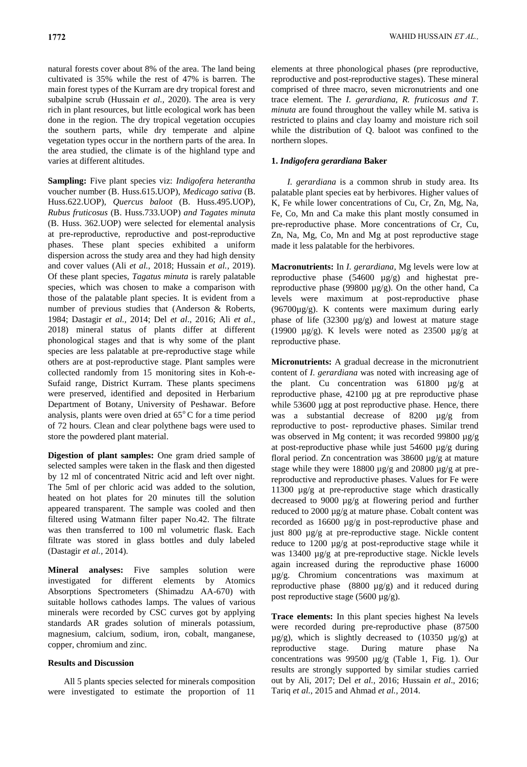natural forests cover about 8% of the area. The land being cultivated is 35% while the rest of 47% is barren. The main forest types of the Kurram are dry tropical forest and subalpine scrub (Hussain *et al.,* 2020). The area is very rich in plant resources, but little ecological work has been done in the region. The dry tropical vegetation occupies the southern parts, while dry temperate and alpine vegetation types occur in the northern parts of the area. In the area studied, the climate is of the highland type and varies at different altitudes.

**Sampling:** Five plant species viz: *Indigofera heterantha* voucher number (B. Huss.615.UOP), *Medicago sativa* (B. Huss.622.UOP), *Quercus baloot* (B. Huss.495.UOP), *Rubus fruticosus* (B. Huss.733.UOP) *and Tagates minuta* (B. Huss. 362.UOP) were selected for elemental analysis at pre-reproductive, reproductive and post-reproductive phases. These plant species exhibited a uniform dispersion across the study area and they had high density and cover values (Ali *et al.,* 2018; Hussain *et al.,* 2019). Of these plant species, *Tagatus minuta* is rarely palatable species, which was chosen to make a comparison with those of the palatable plant species. It is evident from a number of previous studies that (Anderson & Roberts, 1984; Dastagir *et al.,* 2014; Del *et al.,* 2016; Ali *et al.,* 2018) mineral status of plants differ at different phonological stages and that is why some of the plant species are less palatable at pre-reproductive stage while others are at post-reproductive stage. Plant samples were collected randomly from 15 monitoring sites in Koh-e-Sufaid range, District Kurram. These plants specimens were preserved, identified and deposited in Herbarium Department of Botany, University of Peshawar. Before analysis, plants were oven dried at 65$^{o}$ C for a time period of 72 hours. Clean and clear polythene bags were used to store the powdered plant material.

**Digestion of plant samples:** One gram dried sample of selected samples were taken in the flask and then digested by 12 ml of concentrated Nitric acid and left over night. The 5ml of per chloric acid was added to the solution, heated on hot plates for 20 minutes till the solution appeared transparent. The sample was cooled and then filtered using Watmann filter paper No.42. The filtrate was then transferred to 100 ml volumetric flask. Each filtrate was stored in glass bottles and duly labeled (Dastagir *et al.,* 2014).

**Mineral analyses:** Five samples solution were investigated for different elements by Atomics Absorptions Spectrometers (Shimadzu AA-670) with suitable hollows cathodes lamps. The values of various minerals were recorded by CSC curves got by applying standards AR grades solution of minerals potassium, magnesium, calcium, sodium, iron, cobalt, manganese, copper, chromium and zinc.

## Results and Discussion

All 5 plants species selected for minerals composition were investigated to estimate the proportion of 11 elements at three phonological phases (pre reproductive, reproductive and post-reproductive stages). These mineral comprised of three macro, seven micronutrients and one trace element. The *I. gerardiana, R. fruticosus and T. minuta* are found throughout the valley while M. sativa is restricted to plains and clay loamy and moisture rich soil while the distribution of Q. baloot was confined to the northern slopes.

### 1. *Indigofera gerardiana* Baker

*I. gerardiana* is a common shrub in study area. Its palatable plant species eat by herbivores. Higher values of K, Fe while lower concentrations of Cu, Cr, Zn, Mg, Na, Fe, Co, Mn and Ca make this plant mostly consumed in pre-reproductive phase. More concentrations of Cr, Cu, Zn, Na, Mg, Co, Mn and Mg at post reproductive stage made it less palatable for the herbivores.

**Macronutrients:** In *I. gerardiana*, Mg levels were low at reproductive phase (54600 µg/g) and highestat pre-reproductive phase (99800 µg/g). On the other hand, Ca levels were maximum at post-reproductive phase (96700µg/g). K contents were maximum during early phase of life (32300 µg/g) and lowest at mature stage (19900 µg/g). K levels were noted as 23500 µg/g at reproductive phase.

**Micronutrients:** A gradual decrease in the micronutrient content of *I. gerardiana* was noted with increasing age of the plant. Cu concentration was 61800 µg/g at reproductive phase, 42100 µg at pre reproductive phase while 53600 µgg at post reproductive phase. Hence, there was a substantial decrease of 8200 µg/g from reproductive to post- reproductive phases. Similar trend was observed in Mg content; it was recorded 99800 µg/g at post-reproductive phase while just 54600 µg/g during floral period. Zn concentration was 38600 µg/g at mature stage while they were 18800 µg/g and 20800 µg/g at pre-reproductive and reproductive phases. Values for Fe were 11300 µg/g at pre-reproductive stage which drastically decreased to 9000 µg/g at flowering period and further reduced to 2000 µg/g at mature phase. Cobalt content was recorded as 16600 µg/g in post-reproductive phase and just 800 µg/g at pre-reproductive stage. Nickle content reduce to 1200 µg/g at post-reproductive stage while it was 13400 µg/g at pre-reproductive stage. Nickle levels again increased during the reproductive phase 16000 µg/g. Chromium concentrations was maximum at reproductive phase (8800 µg/g) and it reduced during post reproductive stage (5600 µg/g).

**Trace elements:** In this plant species highest Na levels were recorded during pre-reproductive phase (87500 µg/g), which is slightly decreased to (10350 µg/g) at reproductive stage. During mature phase Na concentrations was 99500 µg/g (Table 1, Fig. 1). Our results are strongly supported by similar studies carried out by Ali, 2017; Del *et al.,* 2016; Hussain *et al*., 2016; Tariq *et al.,* 2015 and Ahmad *et al.,* 2014.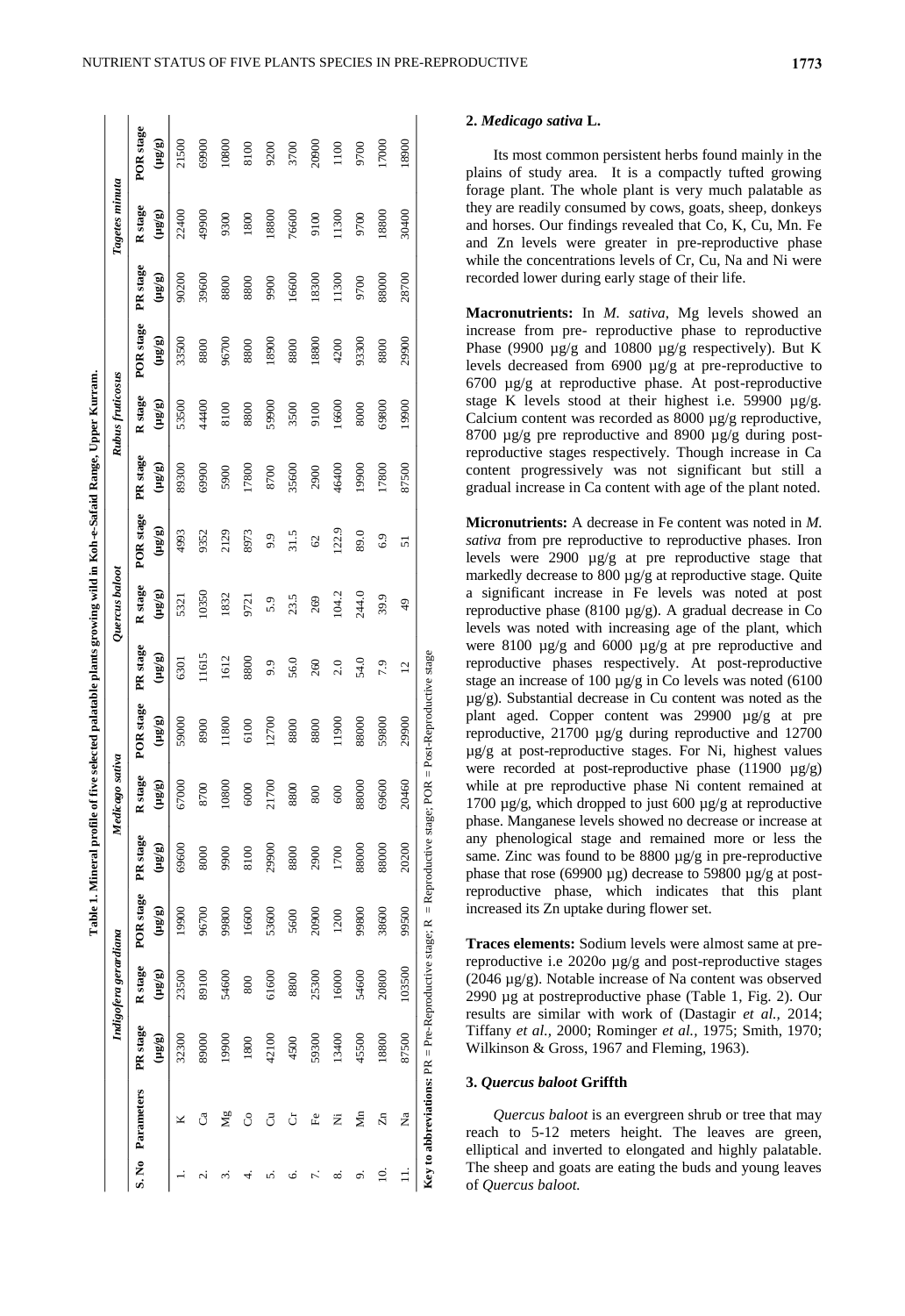Table 1. Mineral profile of five selected palatable plants growing wild in Koh-e-Safaid Range, Upper Kurram.

| S. No | Parameters | *Indigofera gerardiana* | | | *Medicago sativa* | | | *Quercus baloot* | | | *Rubus fruticosus* | | | *Tagetes minuta* | | |
|---|---|---|---|---|---|---|---|---|---|---|---|---|---|---|---|---|
| | | PR stage (µg/g) | R stage (µg/g) | POR stage (µg/g) | PR stage (µg/g) | R stage (µg/g) | POR stage (µg/g) | PR stage (µg/g) | R stage (µg/g) | POR stage (µg/g) | PR stage (µg/g) | R stage (µg/g) | POR stage (µg/g) | PR stage (µg/g) | R stage (µg/g) | POR stage (µg/g) |
| 1. | K | 32300 | 23500 | 19900 | 69600 | 67000 | 59000 | 6301 | 5321 | 4993 | 89300 | 53500 | 33500 | 90200 | 22400 | 21500 |
| 2. | Ca | 89000 | 89100 | 96700 | 8000 | 8700 | 8900 | 11615 | 10350 | 9352 | 69900 | 44400 | 8800 | 39600 | 49900 | 69900 |
| 3. | Mg | 19900 | 54600 | 99800 | 9900 | 10800 | 11800 | 1612 | 1832 | 2129 | 5900 | 8100 | 96700 | 8800 | 9300 | 10800 |
| 4. | Co | 1800 | 800 | 16600 | 8100 | 6000 | 6100 | 8800 | 9721 | 8973 | 17800 | 8800 | 8800 | 8800 | 1800 | 8100 |
| 5. | Cu | 42100 | 61600 | 53600 | 29900 | 21700 | 12700 | 9.9 | 5.9 | 9.9 | 8700 | 59900 | 18900 | 9900 | 18800 | 9200 |
| 6. | Cr | 4500 | 8800 | 5600 | 8800 | 8800 | 8800 | 56.0 | 23.5 | 31.5 | 35600 | 3500 | 8800 | 16600 | 76600 | 3700 |
| 7. | Fe | 59300 | 25300 | 20900 | 2900 | 800 | 8800 | 260 | 269 | 62 | 2900 | 9100 | 18800 | 18300 | 9100 | 20900 |
| 8. | Ni | 13400 | 16000 | 1200 | 1700 | 600 | 11900 | 2.0 | 104.2 | 122.9 | 46400 | 16600 | 4200 | 11300 | 11300 | 1100 |
| 9. | Mn | 45500 | 54600 | 99800 | 88000 | 88000 | 88000 | 54.0 | 244.0 | 89.0 | 19900 | 8000 | 93300 | 9700 | 9700 | 9700 |
| 10. | Zn | 18800 | 20800 | 38600 | 88000 | 69600 | 59800 | 7.9 | 39.9 | 6.9 | 17800 | 69800 | 8800 | 88000 | 18800 | 17000 |
| 11. | Na | 87500 | 103500 | 99500 | 20200 | 20460 | 29900 | 12 | 49 | 51 | 87500 | 19900 | 29900 | 28700 | 30400 | 18900 |

**Key to abbreviations:** PR = Pre-Reproductive stage; R = Reproductive stage; POR = Post-Reproductive stage

## 2. *Medicago sativa* L.

Its most common persistent herbs found mainly in the plains of study area. It is a compactly tufted growing forage plant. The whole plant is very much palatable as they are readily consumed by cows, goats, sheep, donkeys and horses. Our findings revealed that Co, K, Cu, Mn. Fe and Zn levels were greater in pre-reproductive phase while the concentrations levels of Cr, Cu, Na and Ni were recorded lower during early stage of their life.

**Macronutrients:** In *M. sativa*, Mg levels showed an increase from pre- reproductive phase to reproductive Phase (9900 µg/g and 10800 µg/g respectively). But K levels decreased from 6900 µg/g at pre-reproductive to 6700 µg/g at reproductive phase. At post-reproductive stage K levels stood at their highest i.e. 59900 µg/g. Calcium content was recorded as 8000 µg/g reproductive, 8700 µg/g pre reproductive and 8900 µg/g during post-reproductive stages respectively. Though increase in Ca content progressively was not significant but still a gradual increase in Ca content with age of the plant noted.

**Micronutrients:** A decrease in Fe content was noted in *M. sativa* from pre reproductive to reproductive phases. Iron levels were 2900 µg/g at pre reproductive stage that markedly decrease to 800 µg/g at reproductive stage. Quite a significant increase in Fe levels was noted at post reproductive phase (8100 µg/g). A gradual decrease in Co levels was noted with increasing age of the plant, which were 8100 µg/g and 6000 µg/g at pre reproductive and reproductive phases respectively. At post-reproductive stage an increase of 100 µg/g in Co levels was noted (6100 µg/g). Substantial decrease in Cu content was noted as the plant aged. Copper content was 29900 µg/g at pre reproductive, 21700 µg/g during reproductive and 12700 µg/g at post-reproductive stages. For Ni, highest values were recorded at post-reproductive phase (11900 µg/g) while at pre reproductive phase Ni content remained at 1700 µg/g, which dropped to just 600 µg/g at reproductive phase. Manganese levels showed no decrease or increase at any phenological stage and remained more or less the same. Zinc was found to be 8800 µg/g in pre-reproductive phase that rose (69900 µg) decrease to 59800 µg/g at post-reproductive phase, which indicates that this plant increased its Zn uptake during flower set.

**Traces elements:** Sodium levels were almost same at pre-reproductive i.e 2020o µg/g and post-reproductive stages (2046 µg/g). Notable increase of Na content was observed 2990 µg at postreproductive phase (Table 1, Fig. 2). Our results are similar with work of (Dastagir *et al.,* 2014; Tiffany *et al.,* 2000; Rominger *et al.,* 1975; Smith, 1970; Wilkinson & Gross, 1967 and Fleming, 1963).

## 3. *Quercus baloot* Griffth

*Quercus baloot* is an evergreen shrub or tree that may reach to 5-12 meters height. The leaves are green, elliptical and inverted to elongated and highly palatable. The sheep and goats are eating the buds and young leaves of *Quercus baloot.*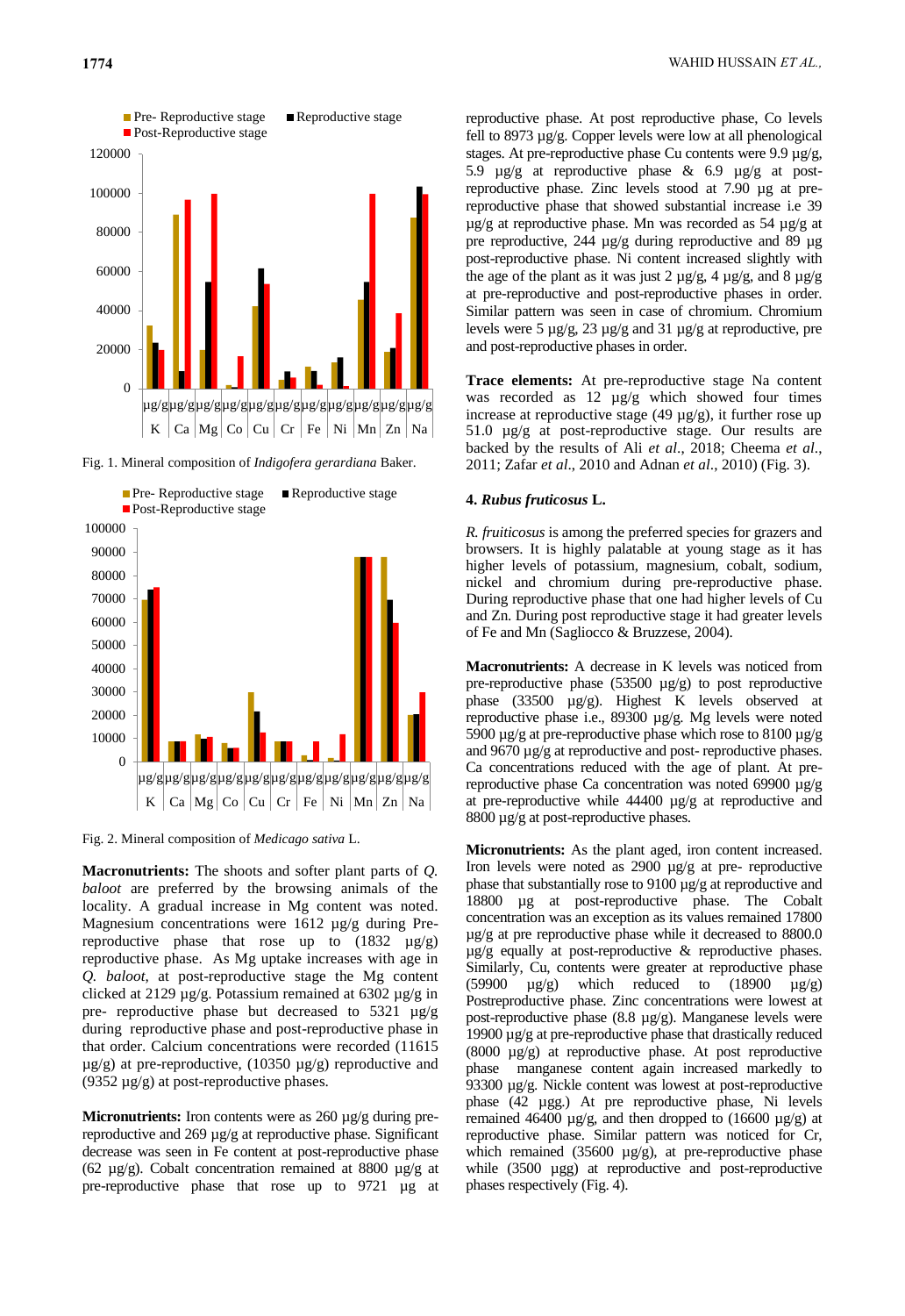Fig. 1. Mineral composition of *Indigofera gerardiana* Baker.

Fig. 2. Mineral composition of *Medicago sativa* L.

**Macronutrients:** The shoots and softer plant parts of *Q. baloot* are preferred by the browsing animals of the locality. A gradual increase in Mg content was noted. Magnesium concentrations were 1612 µg/g during Pre-reproductive phase that rose up to (1832 µg/g) reproductive phase. As Mg uptake increases with age in *Q. baloot*, at post-reproductive stage the Mg content clicked at 2129 µg/g. Potassium remained at 6302 µg/g in pre- reproductive phase but decreased to 5321 µg/g during reproductive phase and post-reproductive phase in that order. Calcium concentrations were recorded (11615 µg/g) at pre-reproductive, (10350 µg/g) reproductive and (9352 µg/g) at post-reproductive phases.

**Micronutrients:** Iron contents were as 260 µg/g during pre-reproductive and 269 µg/g at reproductive phase. Significant decrease was seen in Fe content at post-reproductive phase (62 µg/g). Cobalt concentration remained at 8800 µg/g at pre-reproductive phase that rose up to 9721 µg at reproductive phase. At post reproductive phase, Co levels fell to 8973 µg/g. Copper levels were low at all phenological stages. At pre-reproductive phase Cu contents were 9.9 µg/g, 5.9 µg/g at reproductive phase & 6.9 µg/g at post-reproductive phase. Zinc levels stood at 7.90 µg at pre-reproductive phase that showed substantial increase i.e 39 µg/g at reproductive phase. Mn was recorded as 54 µg/g at pre reproductive, 244 µg/g during reproductive and 89 µg post-reproductive phase. Ni content increased slightly with the age of the plant as it was just 2 µg/g, 4 µg/g, and 8 µg/g at pre-reproductive and post-reproductive phases in order. Similar pattern was seen in case of chromium. Chromium levels were 5 µg/g, 23 µg/g and 31 µg/g at reproductive, pre and post-reproductive phases in order.

**Trace elements:** At pre-reproductive stage Na content was recorded as 12 µg/g which showed four times increase at reproductive stage (49 µg/g), it further rose up 51.0 µg/g at post-reproductive stage. Our results are backed by the results of Ali *et al.*, 2018; Cheema *et al.*, 2011; Zafar *et al*., 2010 and Adnan *et al*., 2010) (Fig. 3).

## 4. *Rubus fruticosus* L.

*R. fruicosus* is among the preferred species for grazers and browsers. It is highly palatable at young stage as it has higher levels of potassium, magnesium, cobalt, sodium, nickel and chromium during pre-reproductive phase. During reproductive phase that one had higher levels of Cu and Zn. During post reproductive stage it had greater levels of Fe and Mn (Sagliocco & Bruzzese, 2004).

**Macronutrients:** A decrease in K levels was noticed from pre-reproductive phase (53500 µg/g) to post reproductive phase (33500 µg/g). Highest K levels observed at reproductive phase i.e., 89300 µg/g. Mg levels were noted 5900 µg/g at pre-reproductive phase which rose to 8100 µg/g and 9670 µg/g at reproductive and post- reproductive phases. Ca concentrations reduced with the age of plant. At pre-reproductive phase Ca concentration was noted 69900 µg/g at pre-reproductive while 44400 µg/g at reproductive and 8800 µg/g at post-reproductive phases.

**Micronutrients:** As the plant aged, iron content increased. Iron levels were noted as 2900 µg/g at pre- reproductive phase that substantially rose to 9100 µg/g at reproductive and 18800 µg at post-reproductive phase. The Cobalt concentration was an exception as its values remained 17800 µg/g at pre reproductive phase while it decreased to 8800.0 µg/g equally at post-reproductive & reproductive phases. Similarly, Cu, contents were greater at reproductive phase (59900 µg/g) which reduced to (18900 µg/g) Postreproductive phase. Zinc concentrations were lowest at post-reproductive phase (8.8 µg/g). Manganese levels were 19900 µg/g at pre-reproductive phase that drastically reduced (8000 µg/g) at reproductive phase. At post reproductive phase manganese content again increased markedly to 93300 µg/g. Nickle content was lowest at post-reproductive phase (42 µgg.) At pre reproductive phase, Ni levels remained 46400 µg/g, and then dropped to (16600 µg/g) at reproductive phase. Similar pattern was noticed for Cr, which remained (35600 µg/g), at pre-reproductive phase while (3500 µgg) at reproductive and post-reproductive phases respectively (Fig. 4).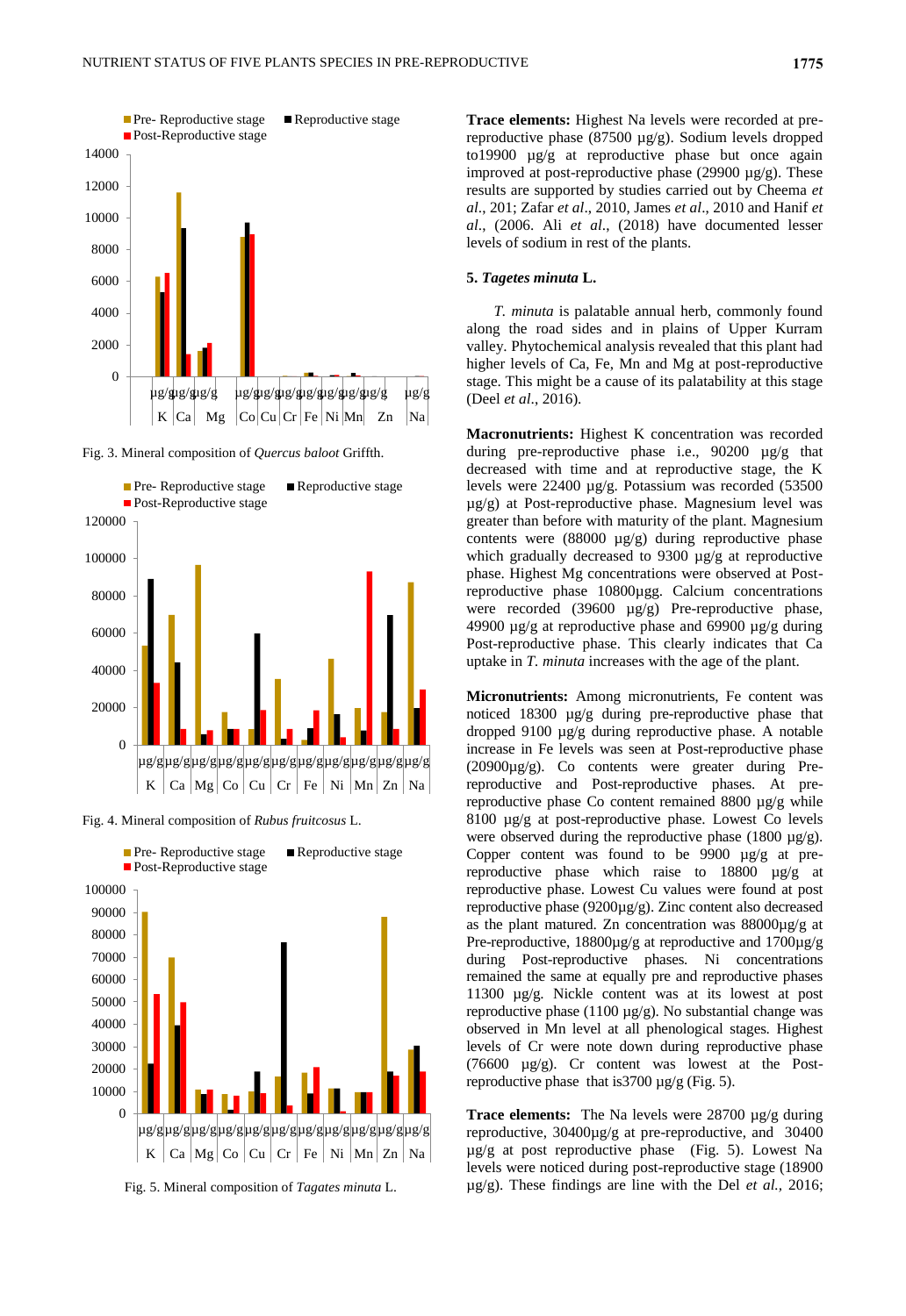Fig. 3. Mineral composition of *Quercus baloot* Griffth.

Fig. 4. Mineral composition of *Rubus fruitcosus* L.

Fig. 5. Mineral composition of *Tagates minuta* L.

**Trace elements:** Highest Na levels were recorded at pre-reproductive phase (87500 µg/g). Sodium levels dropped to19900 µg/g at reproductive phase but once again improved at post-reproductive phase (29900 µg/g). These results are supported by studies carried out by Cheema *et al*., 201; Zafar *et al*., 2010, James *et al*., 2010 and Hanif *et al*., (2006. Ali *et al*., (2018) have documented lesser levels of sodium in rest of the plants.

### 5. *Tagetes minuta* L.

*T. minuta* is palatable annual herb, commonly found along the road sides and in plains of Upper Kurram valley. Phytochemical analysis revealed that this plant had higher levels of Ca, Fe, Mn and Mg at post-reproductive stage. This might be a cause of its palatability at this stage (Deel *et al*., 2016).

**Macronutrients:** Highest K concentration was recorded during pre-reproductive phase i.e., 90200 µg/g that decreased with time and at reproductive stage, the K levels were 22400 µg/g. Potassium was recorded (53500 µg/g) at Post-reproductive phase. Magnesium level was greater than before with maturity of the plant. Magnesium contents were (88000 µg/g) during reproductive phase which gradually decreased to 9300 µg/g at reproductive phase. Highest Mg concentrations were observed at Post-reproductive phase 10800µgg. Calcium concentrations were recorded (39600 µg/g) Pre-reproductive phase, 49900 µg/g at reproductive phase and 69900 µg/g during Post-reproductive phase. This clearly indicates that Ca uptake in *T. minuta* increases with the age of the plant.

**Micronutrients:** Among micronutrients, Fe content was noticed 18300 µg/g during pre-reproductive phase that dropped 9100 µg/g during reproductive phase. A notable increase in Fe levels was seen at Post-reproductive phase (20900µg/g). Co contents were greater during Pre-reproductive and Post-reproductive phases. At pre-reproductive phase Co content remained 8800 µg/g while 8100 µg/g at post-reproductive phase. Lowest Co levels were observed during the reproductive phase (1800 µg/g). Copper content was found to be 9900 µg/g at pre-reproductive phase which raise to 18800 µg/g at reproductive phase. Lowest Cu values were found at post reproductive phase (9200µg/g). Zinc content also decreased as the plant matured. Zn concentration was 88000µg/g at Pre-reproductive, 18800µg/g at reproductive and 1700µg/g during Post-reproductive phases. Ni concentrations remained the same at equally pre and reproductive phases 11300 µg/g. Nickle content was at its lowest at post reproductive phase (1100 µg/g). No substantial change was observed in Mn level at all phenological stages. Highest levels of Cr were note down during reproductive phase (76600 µg/g). Cr content was lowest at the Post-reproductive phase that is3700 µg/g (Fig. 5).

**Trace elements:** The Na levels were 28700 µg/g during reproductive, 30400µg/g at pre-reproductive, and 30400 µg/g at post reproductive phase (Fig. 5). Lowest Na levels were noticed during post-reproductive stage (18900 µg/g). These findings are line with the Del *et al.*, 2016;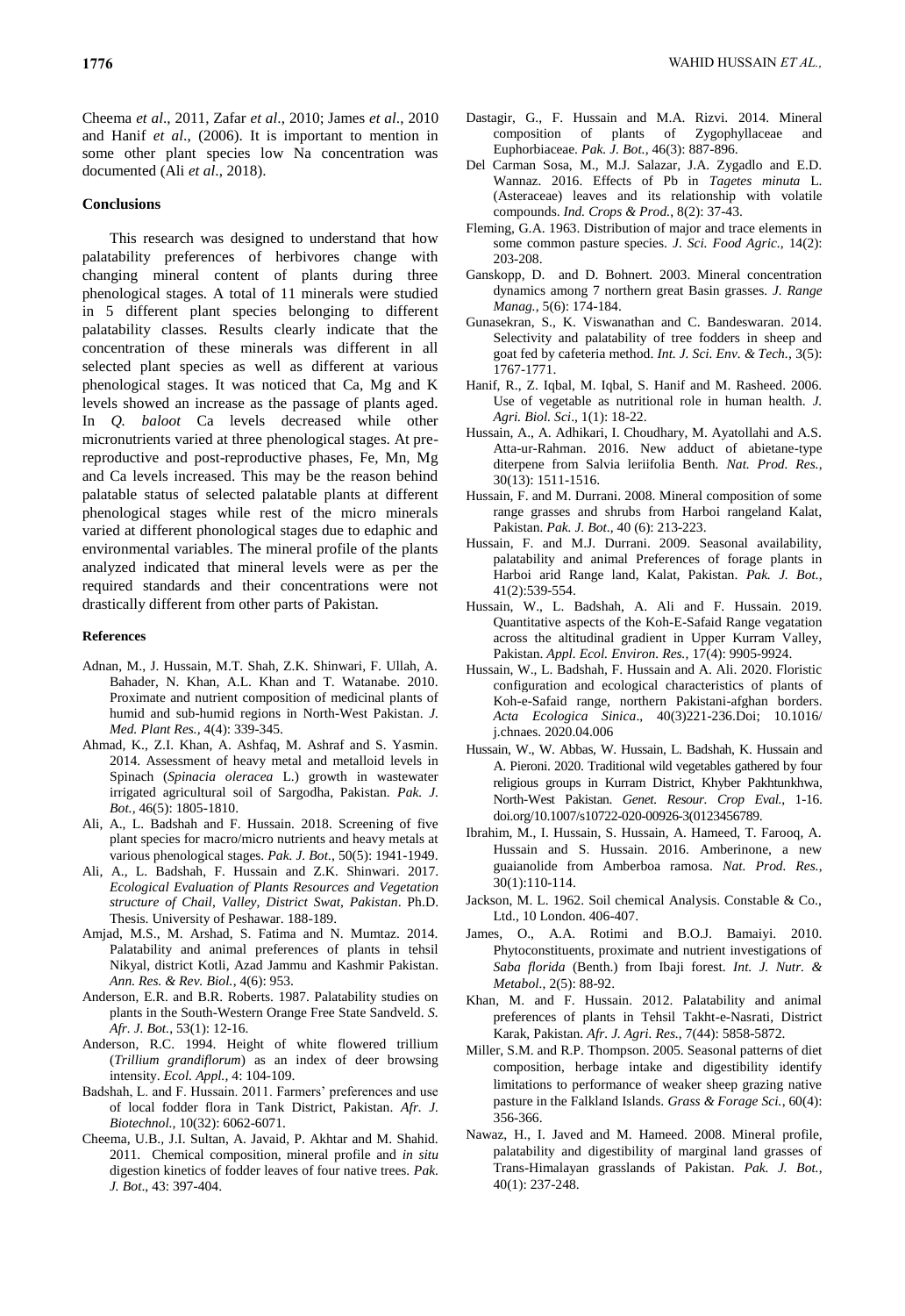Cheema *et al*., 2011, Zafar *et al*., 2010; James *et al*., 2010 and Hanif *et al*., (2006). It is important to mention in some other plant species low Na concentration was documented (Ali *et al*., 2018).

## Conclusions

This research was designed to understand that how palatability preferences of herbivores change with changing mineral content of plants during three phenological stages. A total of 11 minerals were studied in 5 different plant species belonging to different palatability classes. Results clearly indicate that the concentration of these minerals was different in all selected plant species as well as different at various phenological stages. It was noticed that Ca, Mg and K levels showed an increase as the passage of plants aged. In *Q. baloot* Ca levels decreased while other micronutrients varied at three phenological stages. At pre-reproductive and post-reproductive phases, Fe, Mn, Mg and Ca levels increased. This may be the reason behind palatable status of selected palatable plants at different phenological stages while rest of the micro minerals varied at different phonological stages due to edaphic and environmental variables. The mineral profile of the plants analyzed indicated that mineral levels were as per the required standards and their concentrations were not drastically different from other parts of Pakistan.

## References

- Adnan, M., J. Hussain, M.T. Shah, Z.K. Shinwari, F. Ullah, A. Bahader, N. Khan, A.L. Khan and T. Watanabe. 2010. Proximate and nutrient composition of medicinal plants of humid and sub-humid regions in North-West Pakistan. *J. Med. Plant Res.,* 4(4): 339-345.
- Ahmad, K., Z.I. Khan, A. Ashfaq, M. Ashraf and S. Yasmin. 2014. Assessment of heavy metal and metalloid levels in Spinach (*Spinacia oleracea* L.) growth in wastewater irrigated agricultural soil of Sargodha, Pakistan. *Pak. J. Bot.,* 46(5): 1805-1810.
- Ali, A., L. Badshah and F. Hussain. 2018. Screening of five plant species for macro/micro nutrients and heavy metals at various phenological stages. *Pak. J. Bot*., 50(5): 1941-1949.
- Ali, A., L. Badshah, F. Hussain and Z.K. Shinwari. 2017. *Ecological Evaluation of Plants Resources and Vegetation structure of Chail, Valley, District Swat, Pakistan*. Ph.D. Thesis. University of Peshawar. 188-189.
- Amjad, M.S., M. Arshad, S. Fatima and N. Mumtaz. 2014. Palatability and animal preferences of plants in tehsil Nikyal, district Kotli, Azad Jammu and Kashmir Pakistan. *Ann. Res. & Rev. Biol.,* 4(6): 953.
- Anderson, E.R. and B.R. Roberts. 1987. Palatability studies on plants in the South-Western Orange Free State Sandveld. *S. Afr. J. Bot.,* 53(1): 12-16.
- Anderson, R.C. 1994. Height of white flowered trillium (*Trillium grandiflorum*) as an index of deer browsing intensity. *Ecol. Appl.,* 4: 104-109.
- Badshah, L. and F. Hussain. 2011. Farmers' preferences and use of local fodder flora in Tank District, Pakistan. *Afr. J. Biotechnol.,* 10(32): 6062-6071.
- Cheema, U.B., J.I. Sultan, A. Javaid, P. Akhtar and M. Shahid. 2011. Chemical composition, mineral profile and *in situ* digestion kinetics of fodder leaves of four native trees. *Pak. J. Bot*., 43: 397-404.
- Dastagir, G., F. Hussain and M.A. Rizvi. 2014. Mineral composition of plants of Zygophyllaceae and Euphorbiaceae. *Pak. J. Bot.,* 46(3): 887-896.
- Del Carman Sosa, M., M.J. Salazar, J.A. Zygadlo and E.D. Wannaz. 2016. Effects of Pb in *Tagetes minuta* L. (Asteraceae) leaves and its relationship with volatile compounds. *Ind. Crops & Prod.,* 8(2): 37-43.
- Fleming, G.A. 1963. Distribution of major and trace elements in some common pasture species. *J. Sci. Food Agric.,* 14(2): 203-208.
- Ganskopp, D. and D. Bohnert. 2003. Mineral concentration dynamics among 7 northern great Basin grasses. *J. Range Manag.,* 5(6): 174-184.
- Gunasekran, S., K. Viswanathan and C. Bandeswaran. 2014. Selectivity and palatability of tree fodders in sheep and goat fed by cafeteria method. *Int. J. Sci. Env. & Tech.,* 3(5): 1767-1771.
- Hanif, R., Z. Iqbal, M. Iqbal, S. Hanif and M. Rasheed. 2006. Use of vegetable as nutritional role in human health. *J. Agri. Biol. Sci*., 1(1): 18-22.
- Hussain, A., A. Adhikari, I. Choudhary, M. Ayatollahi and A.S. Atta-ur-Rahman. 2016. New adduct of abietane-type diterpene from Salvia leriifolia Benth. *Nat. Prod. Res.,* 30(13): 1511-1516.
- Hussain, F. and M. Durrani. 2008. Mineral composition of some range grasses and shrubs from Harboi rangeland Kalat, Pakistan. *Pak. J. Bot*., 40 (6): 213-223.
- Hussain, F. and M.J. Durrani. 2009. Seasonal availability, palatability and animal Preferences of forage plants in Harboi arid Range land, Kalat, Pakistan. *Pak. J. Bot.,* 41(2):539-554.
- Hussain, W., L. Badshah, A. Ali and F. Hussain. 2019. Quantitative aspects of the Koh-E-Safaid Range vegatation across the altitudinal gradient in Upper Kurram Valley, Pakistan. *Appl. Ecol. Environ. Res.,* 17(4): 9905-9924.
- Hussain, W., L. Badshah, F. Hussain and A. Ali. 2020. Floristic configuration and ecological characteristics of plants of Koh-e-Safaid range, northern Pakistani-afghan borders. *Acta Ecologica Sinica*., 40(3)221-236.Doi; 10.1016/ j.chnaes. 2020.04.006
- Hussain, W., W. Abbas, W. Hussain, L. Badshah, K. Hussain and A. Pieroni. 2020. Traditional wild vegetables gathered by four religious groups in Kurram District, Khyber Pakhtunkhwa, North-West Pakistan. *Genet. Resour. Crop Eval.,* 1-16. doi.org/10.1007/s10722-020-00926-3(0123456789.
- Ibrahim, M., I. Hussain, S. Hussain, A. Hameed, T. Farooq, A. Hussain and S. Hussain. 2016. Amberinone, a new guaianolide from Amberboa ramosa. *Nat. Prod. Res.,* 30(1):110-114.
- Jackson, M. L. 1962. Soil chemical Analysis. Constable & Co., Ltd., 10 London. 406-407.
- James, O., A.A. Rotimi and B.O.J. Bamaiyi. 2010. Phytoconstituents, proximate and nutrient investigations of *Saba florida* (Benth.) from Ibaji forest. *Int. J. Nutr. & Metabol*., 2(5): 88-92.
- Khan, M. and F. Hussain. 2012. Palatability and animal preferences of plants in Tehsil Takht-e-Nasrati, District Karak, Pakistan. *Afr. J. Agri. Res.,* 7(44): 5858-5872.
- Miller, S.M. and R.P. Thompson. 2005. Seasonal patterns of diet composition, herbage intake and digestibility identify limitations to performance of weaker sheep grazing native pasture in the Falkland Islands. *Grass & Forage Sci.,* 60(4): 356-366.
- Nawaz, H., I. Javed and M. Hameed. 2008. Mineral profile, palatability and digestibility of marginal land grasses of Trans-Himalayan grasslands of Pakistan. *Pak. J. Bot.,* 40(1): 237-248.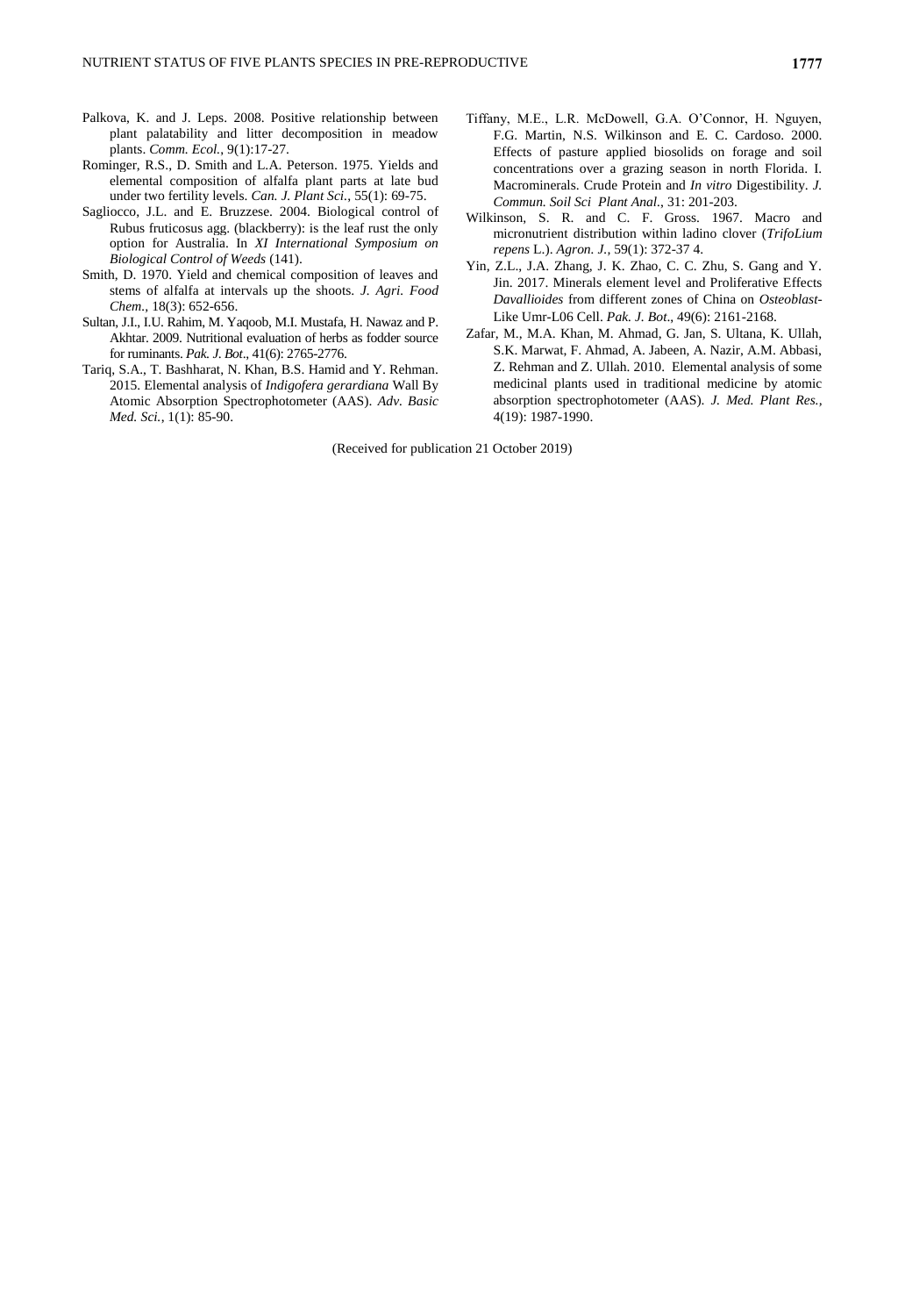Palkova, K. and J. Leps. 2008. Positive relationship between plant palatability and litter decomposition in meadow plants. *Comm. Ecol.*, 9(1):17-27.

Rominger, R.S., D. Smith and L.A. Peterson. 1975. Yields and elemental composition of alfalfa plant parts at late bud under two fertility levels. *Can. J. Plant Sci.*, 55(1): 69-75.

Sagliocco, J.L. and E. Bruzzese. 2004. Biological control of Rubus fruticosus agg. (blackberry): is the leaf rust the only option for Australia. In *XI International Symposium on Biological Control of Weeds* (141).

Smith, D. 1970. Yield and chemical composition of leaves and stems of alfalfa at intervals up the shoots. *J. Agri. Food Chem.*, 18(3): 652-656.

Sultan, J.I., I.U. Rahim, M. Yaqoob, M.I. Mustafa, H. Nawaz and P. Akhtar. 2009. Nutritional evaluation of herbs as fodder source for ruminants. *Pak. J. Bot*., 41(6): 2765-2776.

Tariq, S.A., T. Bashharat, N. Khan, B.S. Hamid and Y. Rehman. 2015. Elemental analysis of *Indigofera gerardiana* Wall By Atomic Absorption Spectrophotometer (AAS). *Adv. Basic Med. Sci.*, 1(1): 85-90.

Tiffany, M.E., L.R. McDowell, G.A. O'Connor, H. Nguyen, F.G. Martin, N.S. Wilkinson and E. C. Cardoso. 2000. Effects of pasture applied biosolids on forage and soil concentrations over a grazing season in north Florida. I. Macrominerals. Crude Protein and *In vitro* Digestibility. *J. Commun. Soil Sci Plant Anal.*, 31: 201-203.

Wilkinson, S. R. and C. F. Gross. 1967. Macro and micronutrient distribution within ladino clover (*TrifoLium repens* L.). *Agron. J.*, 59(1): 372-37 4.

Yin, Z.L., J.A. Zhang, J. K. Zhao, C. C. Zhu, S. Gang and Y. Jin. 2017. Minerals element level and Proliferative Effects *Davallioides* from different zones of China on *Osteoblast*-Like Umr-L06 Cell. *Pak. J. Bot.*, 49(6): 2161-2168.

Zafar, M., M.A. Khan, M. Ahmad, G. Jan, S. Ultana, K. Ullah, S.K. Marwat, F. Ahmad, A. Jabeen, A. Nazir, A.M. Abbasi, Z. Rehman and Z. Ullah. 2010. Elemental analysis of some medicinal plants used in traditional medicine by atomic absorption spectrophotometer (AAS). *J. Med. Plant Res.*, 4(19): 1987-1990.

(Received for publication 21 October 2019)